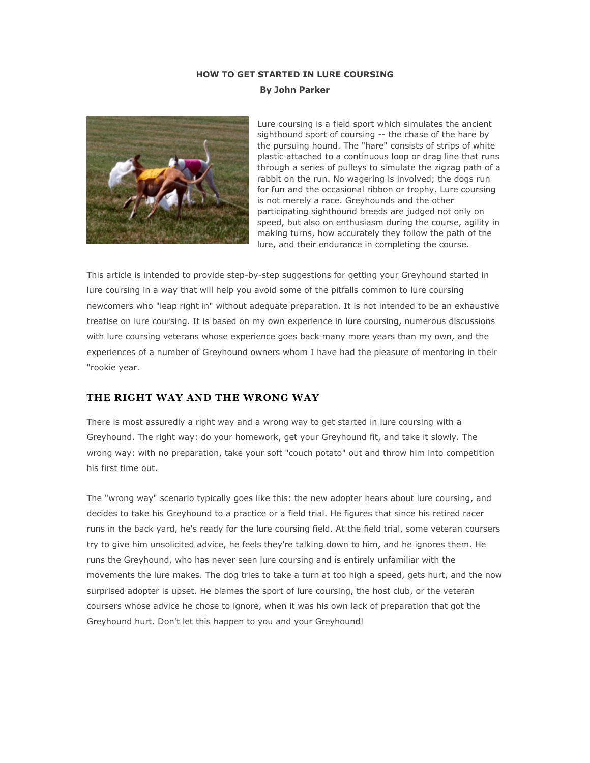**HOW TO GET STARTED IN LURE COURSING**

**By John Parker**

Lure coursing is a field sport which simulates the ancient sighthound sport of coursing -- the chase of the hare by the pursuing hound. The "hare" consists of strips of white plastic attached to a continuous loop or drag line that runs through a series of pulleys to simulate the zigzag path of a rabbit on the run. No wagering is involved; the dogs run for fun and the occasional ribbon or trophy. Lure coursing is not merely a race. Greyhounds and the other participating sighthound breeds are judged not only on speed, but also on enthusiasm during the course, agility in making turns, how accurately they follow the path of the lure, and their endurance in completing the course.

This article is intended to provide step-by-step suggestions for getting your Greyhound started in lure coursing in a way that will help you avoid some of the pitfalls common to lure coursing newcomers who "leap right in" without adequate preparation. It is not intended to be an exhaustive treatise on lure coursing. It is based on my own experience in lure coursing, numerous discussions with lure coursing veterans whose experience goes back many more years than my own, and the experiences of a number of Greyhound owners whom I have had the pleasure of mentoring in their "rookie year.

## THE RIGHT WAY AND THE WRONG WAY

There is most assuredly a right way and a wrong way to get started in lure coursing with a Greyhound. The right way: do your homework, get your Greyhound fit, and take it slowly. The wrong way: with no preparation, take your soft "couch potato" out and throw him into competition his first time out.

The "wrong way" scenario typically goes like this: the new adopter hears about lure coursing, and decides to take his Greyhound to a practice or a field trial. He figures that since his retired racer runs in the back yard, he's ready for the lure coursing field. At the field trial, some veteran coursers try to give him unsolicited advice, he feels they're talking down to him, and he ignores them. He runs the Greyhound, who has never seen lure coursing and is entirely unfamiliar with the movements the lure makes. The dog tries to take a turn at too high a speed, gets hurt, and the now surprised adopter is upset. He blames the sport of lure coursing, the host club, or the veteran coursers whose advice he chose to ignore, when it was his own lack of preparation that got the Greyhound hurt. Don't let this happen to you and your Greyhound!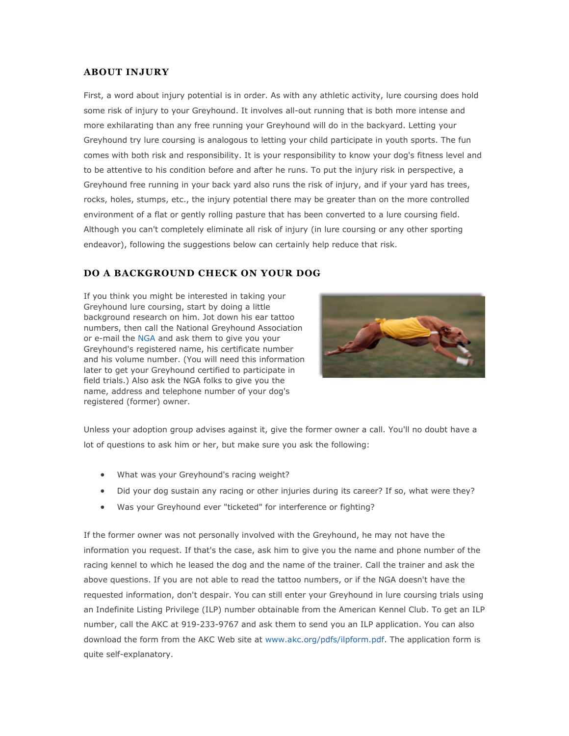## ABOUT INJURY

First, a word about injury potential is in order. As with any athletic activity, lure coursing does hold some risk of injury to your Greyhound. It involves all-out running that is both more intense and more exhilarating than any free running your Greyhound will do in the backyard. Letting your Greyhound try lure coursing is analogous to letting your child participate in youth sports. The fun comes with both risk and responsibility. It is your responsibility to know your dog's fitness level and to be attentive to his condition before and after he runs. To put the injury risk in perspective, a Greyhound free running in your back yard also runs the risk of injury, and if your yard has trees, rocks, holes, stumps, etc., the injury potential there may be greater than on the more controlled environment of a flat or gently rolling pasture that has been converted to a lure coursing field. Although you can't completely eliminate all risk of injury (in lure coursing or any other sporting endeavor), following the suggestions below can certainly help reduce that risk.

## DO A BACKGROUND CHECK ON YOUR DOG

If you think you might be interested in taking your Greyhound lure coursing, start by doing a little background research on him. Jot down his ear tattoo numbers, then call the National Greyhound Association or e-mail the NGA and ask them to give you your Greyhound's registered name, his certificate number and his volume number. (You will need this information later to get your Greyhound certified to participate in field trials.) Also ask the NGA folks to give you the name, address and telephone number of your dog's registered (former) owner.

Unless your adoption group advises against it, give the former owner a call. You'll no doubt have a lot of questions to ask him or her, but make sure you ask the following:

- What was your Greyhound's racing weight?
- Did your dog sustain any racing or other injuries during its career? If so, what were they?
- Was your Greyhound ever "ticketed" for interference or fighting?

If the former owner was not personally involved with the Greyhound, he may not have the information you request. If that's the case, ask him to give you the name and phone number of the racing kennel to which he leased the dog and the name of the trainer. Call the trainer and ask the above questions. If you are not able to read the tattoo numbers, or if the NGA doesn't have the requested information, don't despair. You can still enter your Greyhound in lure coursing trials using an Indefinite Listing Privilege (ILP) number obtainable from the American Kennel Club. To get an ILP number, call the AKC at 919-233-9767 and ask them to send you an ILP application. You can also download the form from the AKC Web site at www.akc.org/pdfs/ilpform.pdf. The application form is quite self-explanatory.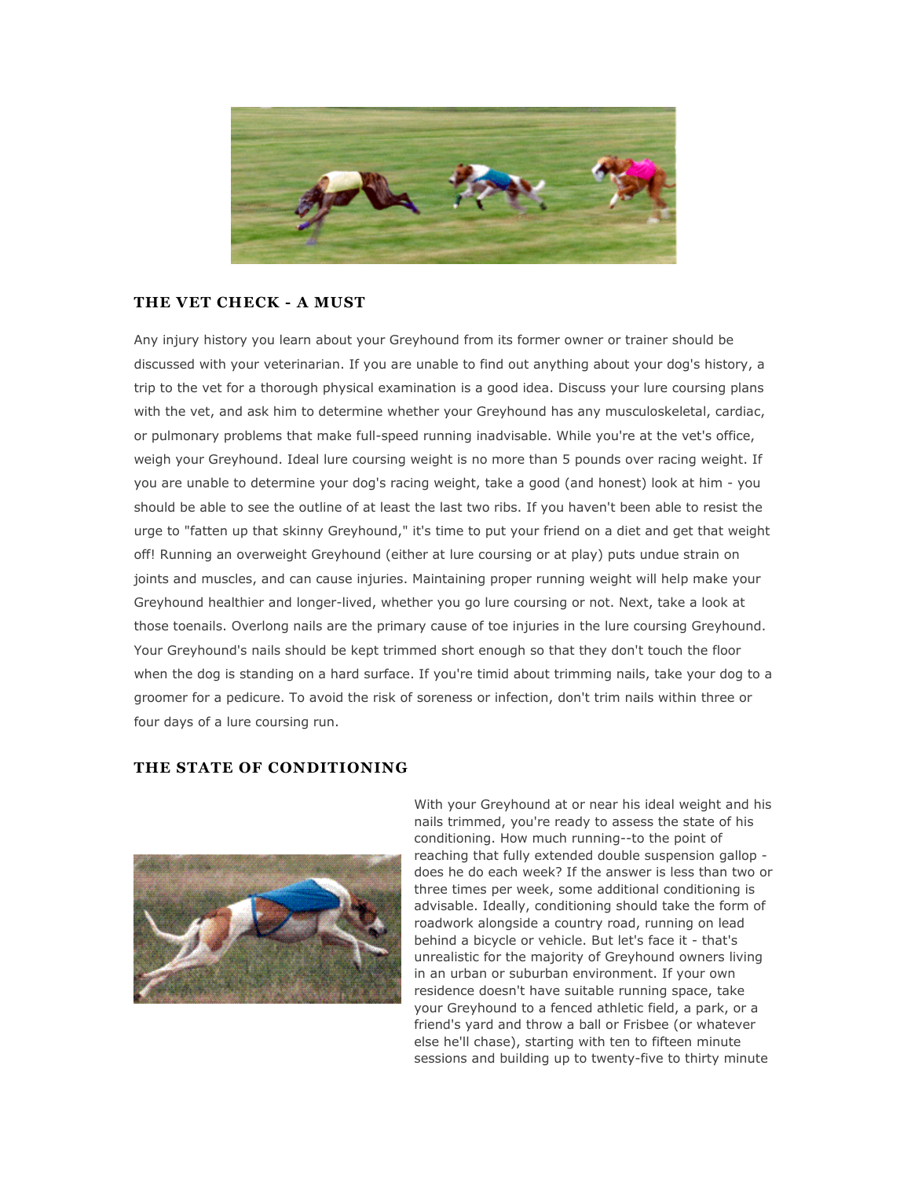## THE VET CHECK - A MUST

Any injury history you learn about your Greyhound from its former owner or trainer should be discussed with your veterinarian. If you are unable to find out anything about your dog's history, a trip to the vet for a thorough physical examination is a good idea. Discuss your lure coursing plans with the vet, and ask him to determine whether your Greyhound has any musculoskeletal, cardiac, or pulmonary problems that make full-speed running inadvisable. While you're at the vet's office, weigh your Greyhound. Ideal lure coursing weight is no more than 5 pounds over racing weight. If you are unable to determine your dog's racing weight, take a good (and honest) look at him - you should be able to see the outline of at least the last two ribs. If you haven't been able to resist the urge to "fatten up that skinny Greyhound," it's time to put your friend on a diet and get that weight off! Running an overweight Greyhound (either at lure coursing or at play) puts undue strain on joints and muscles, and can cause injuries. Maintaining proper running weight will help make your Greyhound healthier and longer-lived, whether you go lure coursing or not. Next, take a look at those toenails. Overlong nails are the primary cause of toe injuries in the lure coursing Greyhound. Your Greyhound's nails should be kept trimmed short enough so that they don't touch the floor when the dog is standing on a hard surface. If you're timid about trimming nails, take your dog to a groomer for a pedicure. To avoid the risk of soreness or infection, don't trim nails within three or four days of a lure coursing run.

## THE STATE OF CONDITIONING

With your Greyhound at or near his ideal weight and his nails trimmed, you're ready to assess the state of his conditioning. How much running--to the point of reaching that fully extended double suspension gallop - does he do each week? If the answer is less than two or three times per week, some additional conditioning is advisable. Ideally, conditioning should take the form of roadwork alongside a country road, running on lead behind a bicycle or vehicle. But let's face it - that's unrealistic for the majority of Greyhound owners living in an urban or suburban environment. If your own residence doesn't have suitable running space, take your Greyhound to a fenced athletic field, a park, or a friend's yard and throw a ball or Frisbee (or whatever else he'll chase), starting with ten to fifteen minute sessions and building up to twenty-five to thirty minute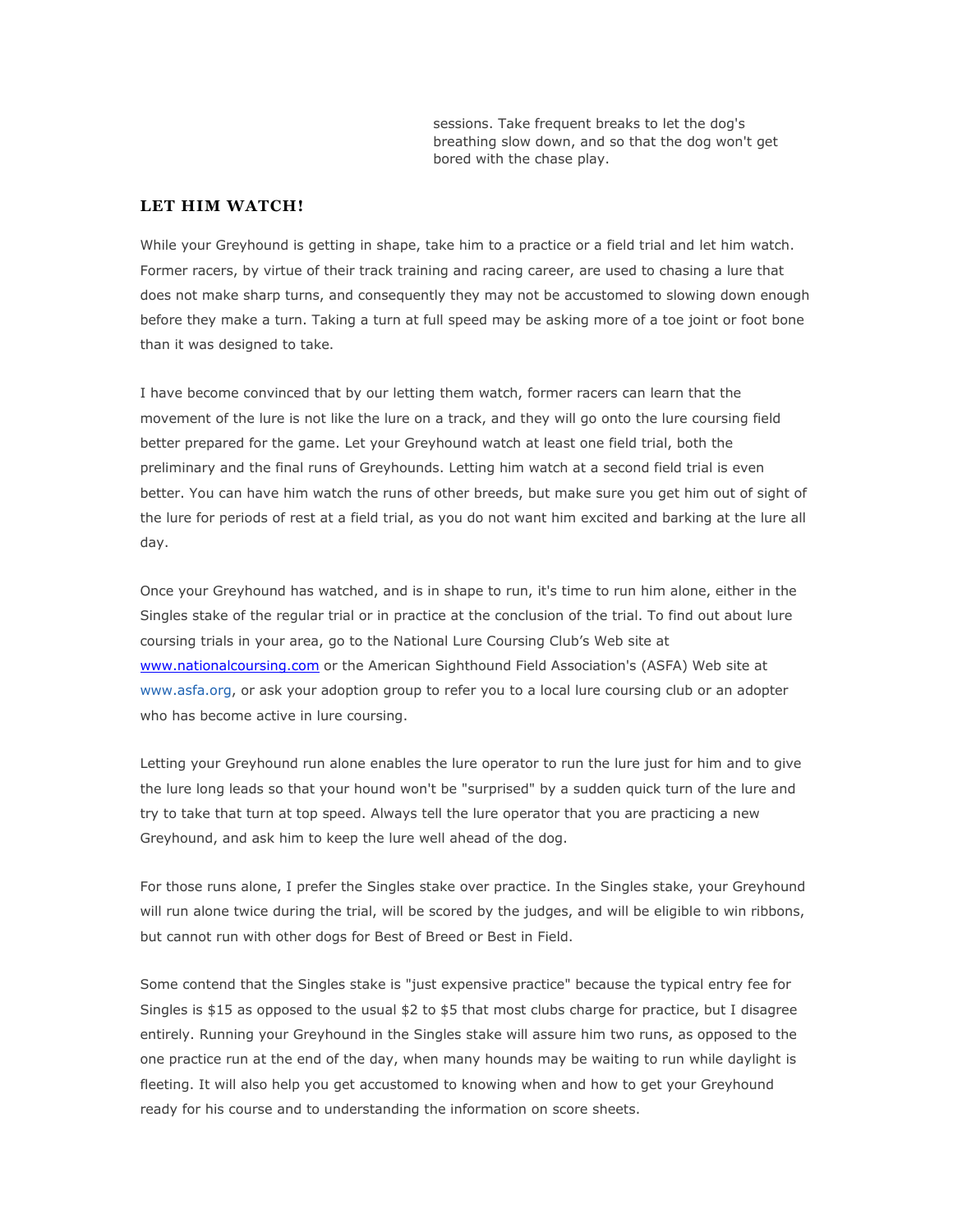sessions. Take frequent breaks to let the dog's breathing slow down, and so that the dog won't get bored with the chase play.

### LET HIM WATCH!

While your Greyhound is getting in shape, take him to a practice or a field trial and let him watch. Former racers, by virtue of their track training and racing career, are used to chasing a lure that does not make sharp turns, and consequently they may not be accustomed to slowing down enough before they make a turn. Taking a turn at full speed may be asking more of a toe joint or foot bone than it was designed to take.

I have become convinced that by our letting them watch, former racers can learn that the movement of the lure is not like the lure on a track, and they will go onto the lure coursing field better prepared for the game. Let your Greyhound watch at least one field trial, both the preliminary and the final runs of Greyhounds. Letting him watch at a second field trial is even better. You can have him watch the runs of other breeds, but make sure you get him out of sight of the lure for periods of rest at a field trial, as you do not want him excited and barking at the lure all day.

Once your Greyhound has watched, and is in shape to run, it's time to run him alone, either in the Singles stake of the regular trial or in practice at the conclusion of the trial. To find out about lure coursing trials in your area, go to the National Lure Coursing Club's Web site at www.nationalcoursing.com or the American Sighthound Field Association's (ASFA) Web site at www.asfa.org, or ask your adoption group to refer you to a local lure coursing club or an adopter who has become active in lure coursing.

Letting your Greyhound run alone enables the lure operator to run the lure just for him and to give the lure long leads so that your hound won't be "surprised" by a sudden quick turn of the lure and try to take that turn at top speed. Always tell the lure operator that you are practicing a new Greyhound, and ask him to keep the lure well ahead of the dog.

For those runs alone, I prefer the Singles stake over practice. In the Singles stake, your Greyhound will run alone twice during the trial, will be scored by the judges, and will be eligible to win ribbons, but cannot run with other dogs for Best of Breed or Best in Field.

Some contend that the Singles stake is "just expensive practice" because the typical entry fee for Singles is $15 as opposed to the usual $2 to $5 that most clubs charge for practice, but I disagree entirely. Running your Greyhound in the Singles stake will assure him two runs, as opposed to the one practice run at the end of the day, when many hounds may be waiting to run while daylight is fleeting. It will also help you get accustomed to knowing when and how to get your Greyhound ready for his course and to understanding the information on score sheets.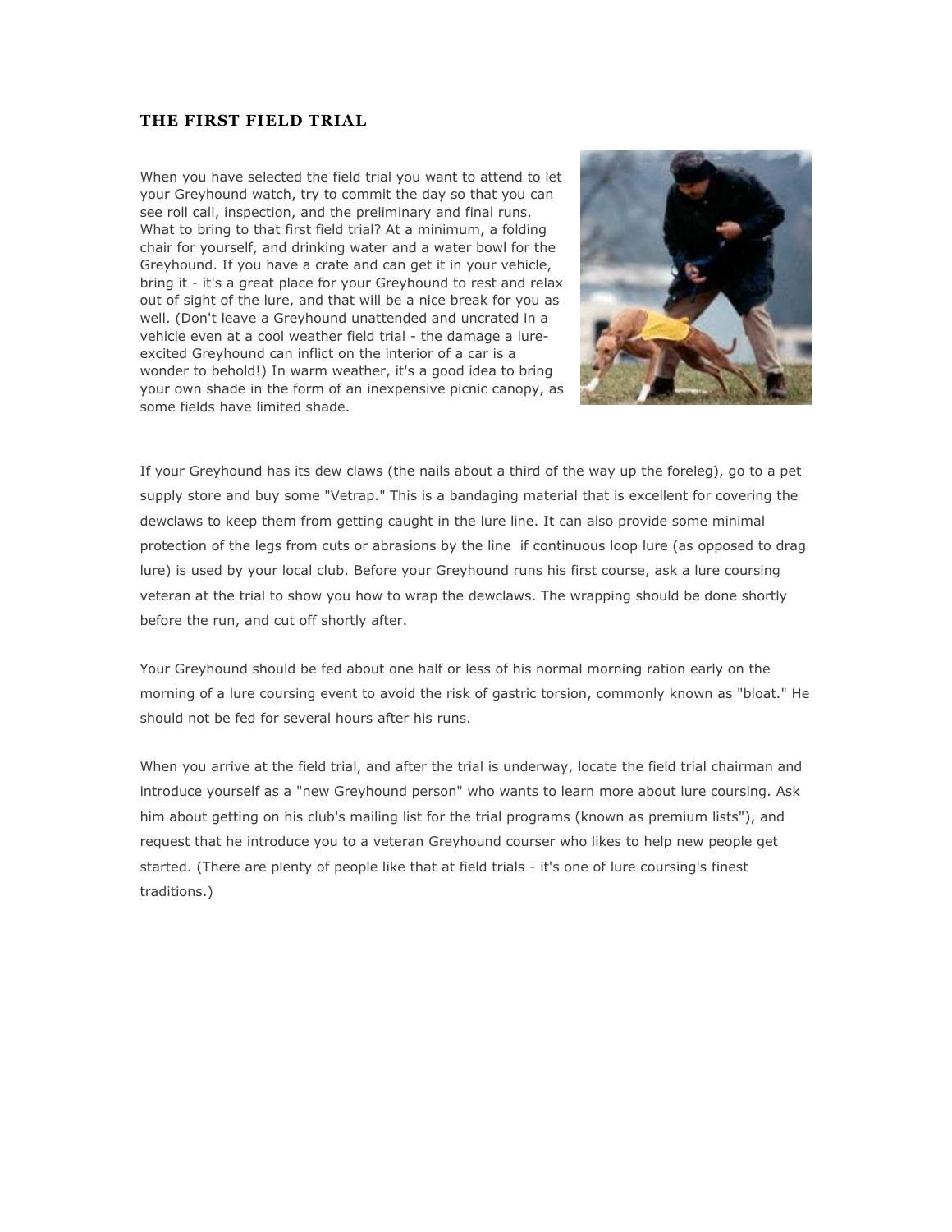## THE FIRST FIELD TRIAL

When you have selected the field trial you want to attend to let your Greyhound watch, try to commit the day so that you can see roll call, inspection, and the preliminary and final runs. What to bring to that first field trial? At a minimum, a folding chair for yourself, and drinking water and a water bowl for the Greyhound. If you have a crate and can get it in your vehicle, bring it - it's a great place for your Greyhound to rest and relax out of sight of the lure, and that will be a nice break for you as well. (Don't leave a Greyhound unattended and uncrated in a vehicle even at a cool weather field trial - the damage a lure-excited Greyhound can inflict on the interior of a car is a wonder to behold!) In warm weather, it's a good idea to bring your own shade in the form of an inexpensive picnic canopy, as some fields have limited shade.

If your Greyhound has its dew claws (the nails about a third of the way up the foreleg), go to a pet supply store and buy some "Vetrap." This is a bandaging material that is excellent for covering the dewclaws to keep them from getting caught in the lure line. It can also provide some minimal protection of the legs from cuts or abrasions by the line if continuous loop lure (as opposed to drag lure) is used by your local club. Before your Greyhound runs his first course, ask a lure coursing veteran at the trial to show you how to wrap the dewclaws. The wrapping should be done shortly before the run, and cut off shortly after.

Your Greyhound should be fed about one half or less of his normal morning ration early on the morning of a lure coursing event to avoid the risk of gastric torsion, commonly known as "bloat." He should not be fed for several hours after his runs.

When you arrive at the field trial, and after the trial is underway, locate the field trial chairman and introduce yourself as a "new Greyhound person" who wants to learn more about lure coursing. Ask him about getting on his club's mailing list for the trial programs (known as premium lists"), and request that he introduce you to a veteran Greyhound courser who likes to help new people get started. (There are plenty of people like that at field trials - it's one of lure coursing's finest traditions.)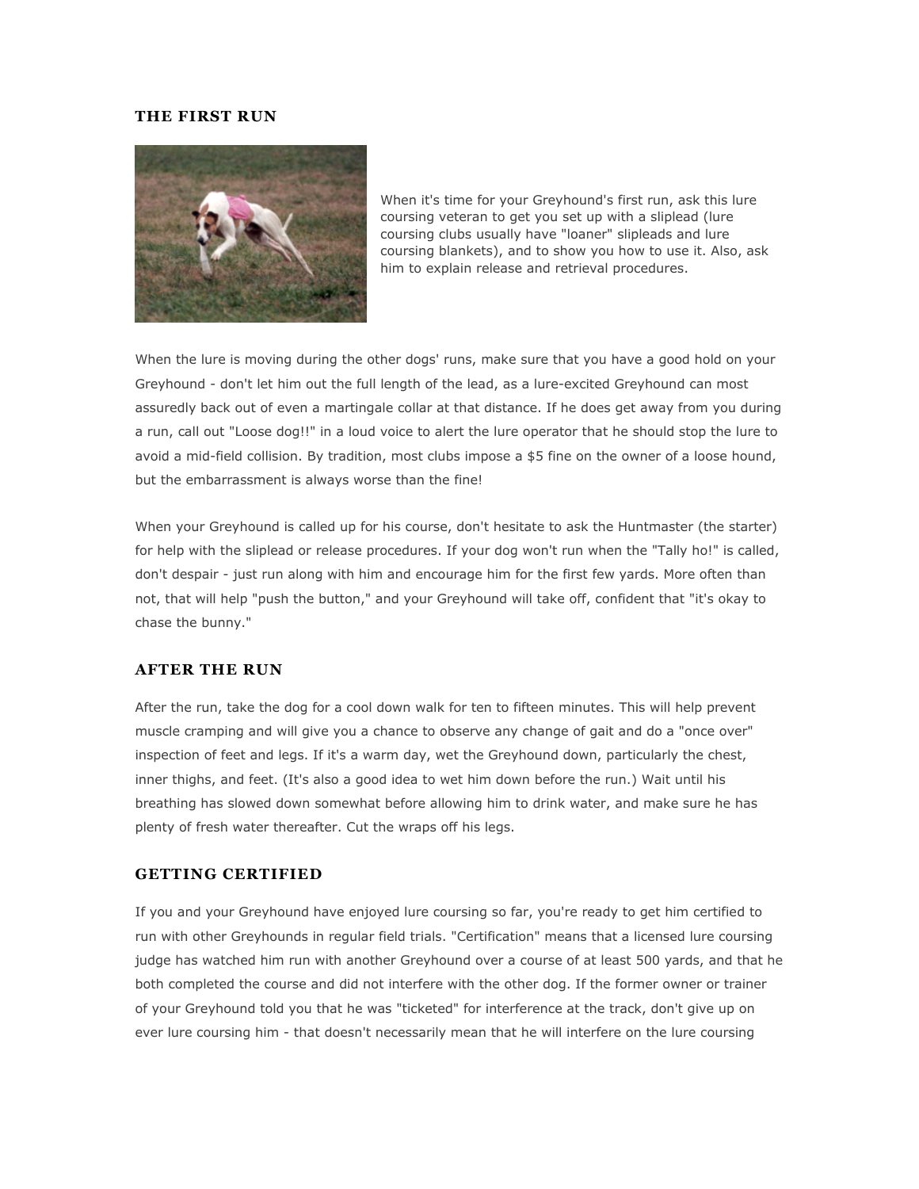## THE FIRST RUN

When it's time for your Greyhound's first run, ask this lure coursing veteran to get you set up with a sliplead (lure coursing clubs usually have "loaner" slipleads and lure coursing blankets), and to show you how to use it. Also, ask him to explain release and retrieval procedures.

When the lure is moving during the other dogs' runs, make sure that you have a good hold on your Greyhound - don't let him out the full length of the lead, as a lure-excited Greyhound can most assuredly back out of even a martingale collar at that distance. If he does get away from you during a run, call out "Loose dog!!" in a loud voice to alert the lure operator that he should stop the lure to avoid a mid-field collision. By tradition, most clubs impose a $5 fine on the owner of a loose hound, but the embarrassment is always worse than the fine!

When your Greyhound is called up for his course, don't hesitate to ask the Huntmaster (the starter) for help with the sliplead or release procedures. If your dog won't run when the "Tally ho!" is called, don't despair - just run along with him and encourage him for the first few yards. More often than not, that will help "push the button," and your Greyhound will take off, confident that "it's okay to chase the bunny."

## AFTER THE RUN

After the run, take the dog for a cool down walk for ten to fifteen minutes. This will help prevent muscle cramping and will give you a chance to observe any change of gait and do a "once over" inspection of feet and legs. If it's a warm day, wet the Greyhound down, particularly the chest, inner thighs, and feet. (It's also a good idea to wet him down before the run.) Wait until his breathing has slowed down somewhat before allowing him to drink water, and make sure he has plenty of fresh water thereafter. Cut the wraps off his legs.

## GETTING CERTIFIED

If you and your Greyhound have enjoyed lure coursing so far, you're ready to get him certified to run with other Greyhounds in regular field trials. "Certification" means that a licensed lure coursing judge has watched him run with another Greyhound over a course of at least 500 yards, and that he both completed the course and did not interfere with the other dog. If the former owner or trainer of your Greyhound told you that he was "ticketed" for interference at the track, don't give up on ever lure coursing him - that doesn't necessarily mean that he will interfere on the lure coursing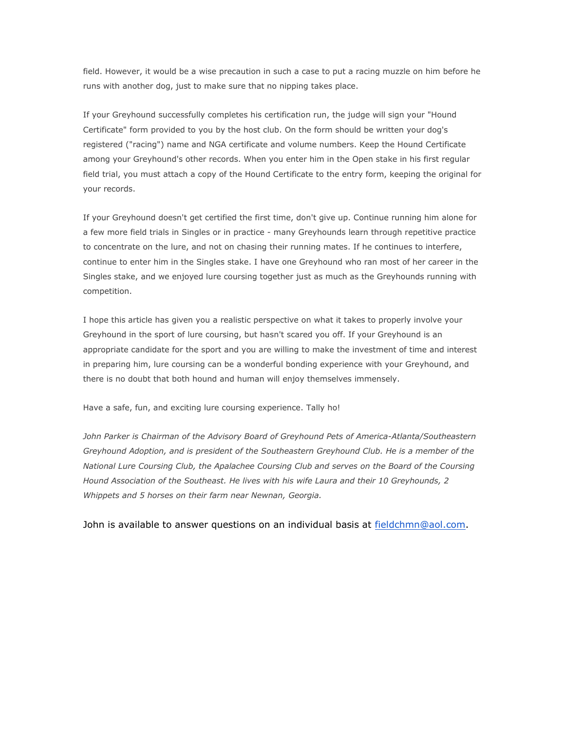field. However, it would be a wise precaution in such a case to put a racing muzzle on him before he runs with another dog, just to make sure that no nipping takes place.

If your Greyhound successfully completes his certification run, the judge will sign your "Hound Certificate" form provided to you by the host club. On the form should be written your dog's registered ("racing") name and NGA certificate and volume numbers. Keep the Hound Certificate among your Greyhound's other records. When you enter him in the Open stake in his first regular field trial, you must attach a copy of the Hound Certificate to the entry form, keeping the original for your records.

If your Greyhound doesn't get certified the first time, don't give up. Continue running him alone for a few more field trials in Singles or in practice - many Greyhounds learn through repetitive practice to concentrate on the lure, and not on chasing their running mates. If he continues to interfere, continue to enter him in the Singles stake. I have one Greyhound who ran most of her career in the Singles stake, and we enjoyed lure coursing together just as much as the Greyhounds running with competition.

I hope this article has given you a realistic perspective on what it takes to properly involve your Greyhound in the sport of lure coursing, but hasn't scared you off. If your Greyhound is an appropriate candidate for the sport and you are willing to make the investment of time and interest in preparing him, lure coursing can be a wonderful bonding experience with your Greyhound, and there is no doubt that both hound and human will enjoy themselves immensely.

Have a safe, fun, and exciting lure coursing experience. Tally ho!

*John Parker is Chairman of the Advisory Board of Greyhound Pets of America-Atlanta/Southeastern Greyhound Adoption, and is president of the Southeastern Greyhound Club. He is a member of the National Lure Coursing Club, the Apalachee Coursing Club and serves on the Board of the Coursing Hound Association of the Southeast. He lives with his wife Laura and their 10 Greyhounds, 2 Whippets and 5 horses on their farm near Newnan, Georgia.*

John is available to answer questions on an individual basis at [fieldchmn@aol.com](mailto:fieldchmn@aol.com).